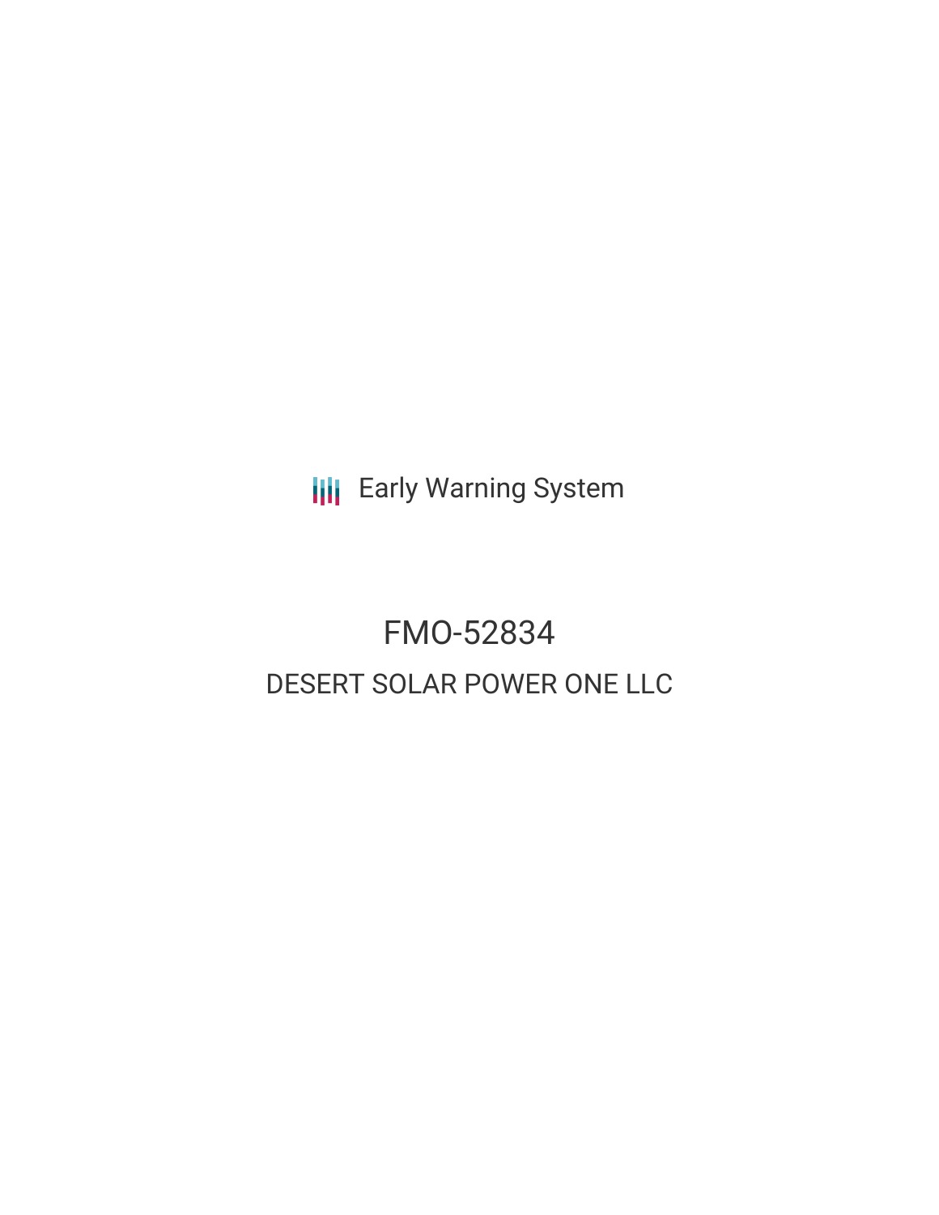Early Warning System

# FMO-52834

## DESERT SOLAR POWER ONE LLC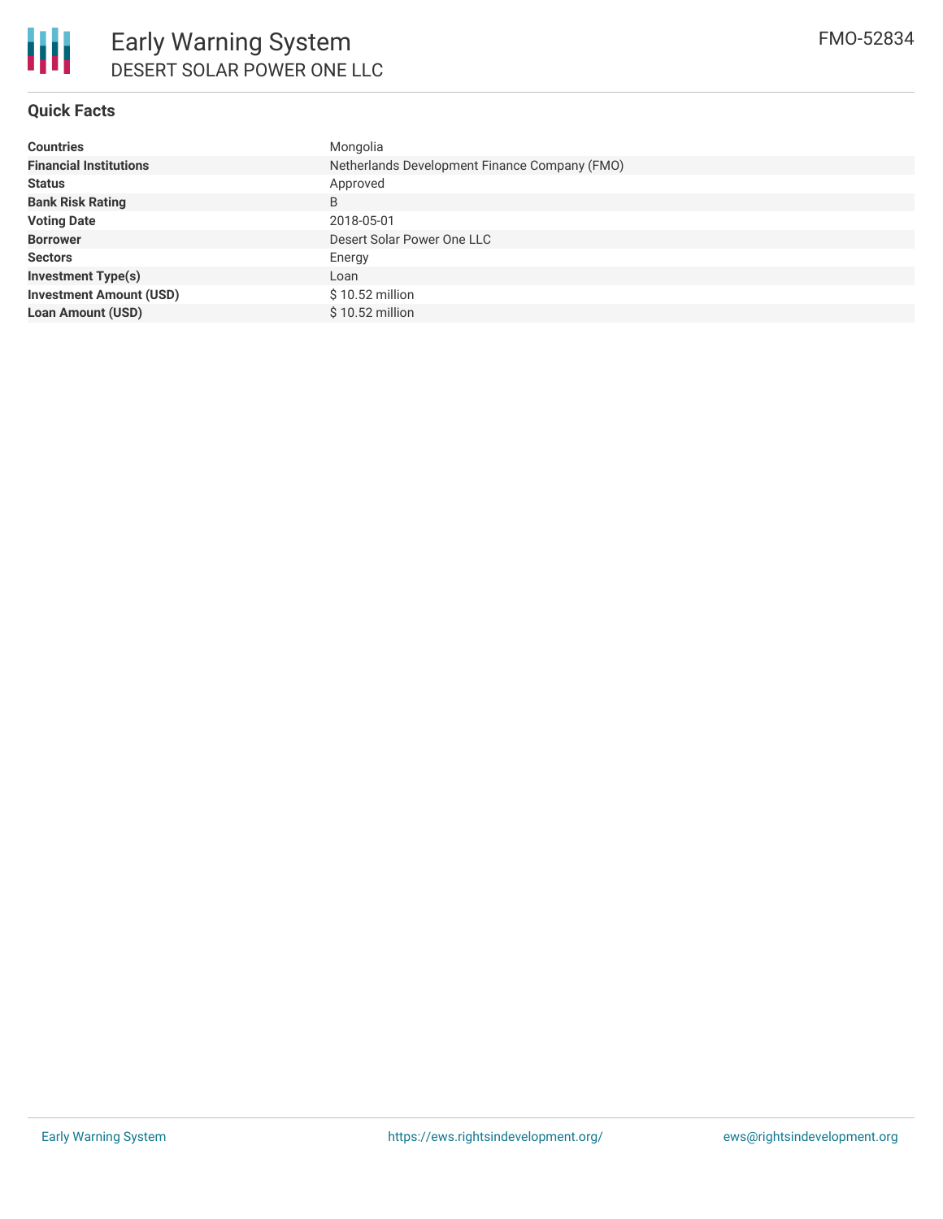# Early Warning System

DESERT SOLAR POWER ONE LLC

FMO-52834

## Quick Facts

| | |
|---|---|
| **Countries** | Mongolia |
| **Financial Institutions** | Netherlands Development Finance Company (FMO) |
| **Status** | Approved |
| **Bank Risk Rating** | B |
| **Voting Date** | 2018-05-01 |
| **Borrower** | Desert Solar Power One LLC |
| **Sectors** | Energy |
| **Investment Type(s)** | Loan |
| **Investment Amount (USD)** | $ 10.52 million |
| **Loan Amount (USD)** | $ 10.52 million |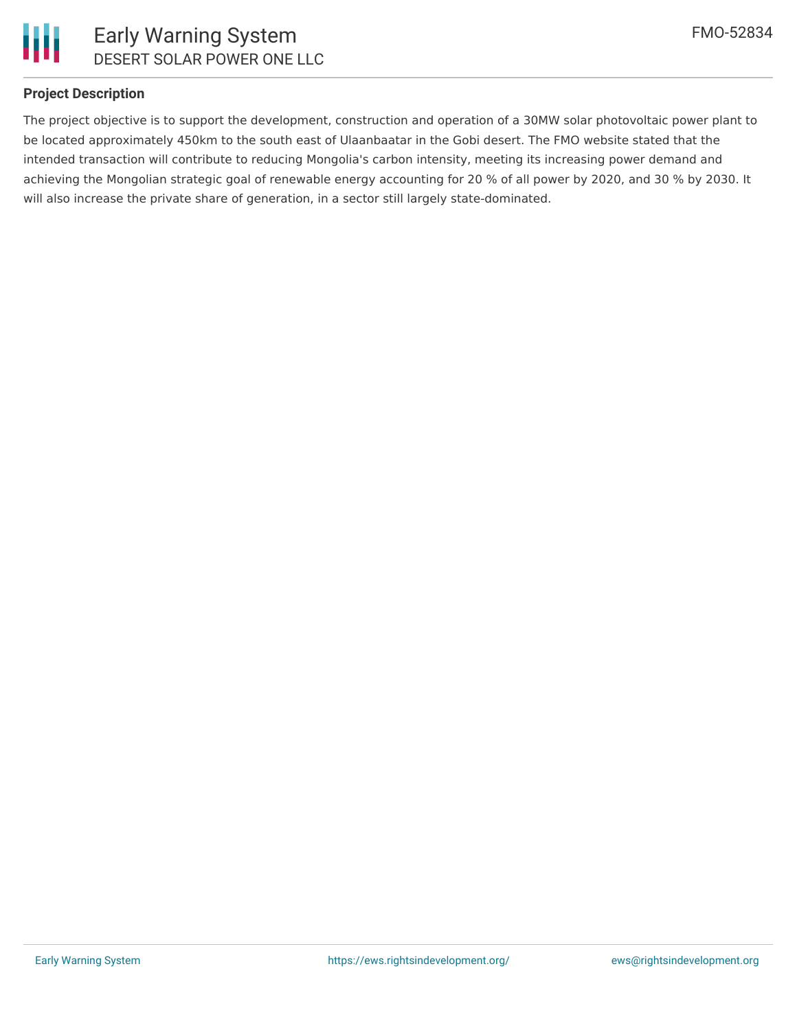## Project Description

The project objective is to support the development, construction and operation of a 30MW solar photovoltaic power plant to be located approximately 450km to the south east of Ulaanbaatar in the Gobi desert. The FMO website stated that the intended transaction will contribute to reducing Mongolia's carbon intensity, meeting its increasing power demand and achieving the Mongolian strategic goal of renewable energy accounting for 20 % of all power by 2020, and 30 % by 2030. It will also increase the private share of generation, in a sector still largely state-dominated.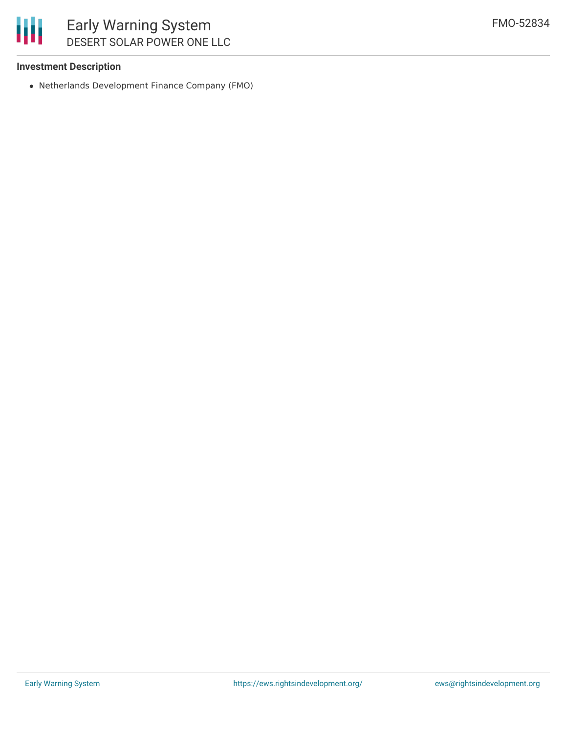**Investment Description**

- Netherlands Development Finance Company (FMO)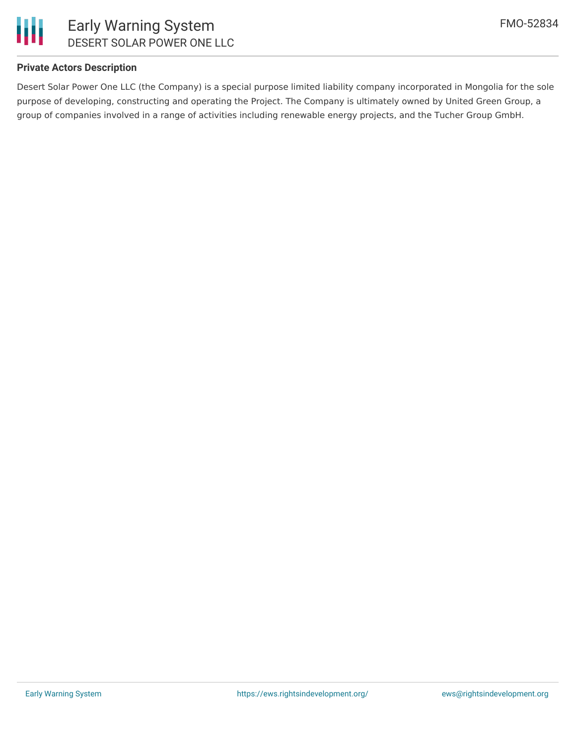**Private Actors Description**

Desert Solar Power One LLC (the Company) is a special purpose limited liability company incorporated in Mongolia for the sole purpose of developing, constructing and operating the Project. The Company is ultimately owned by United Green Group, a group of companies involved in a range of activities including renewable energy projects, and the Tucher Group GmbH.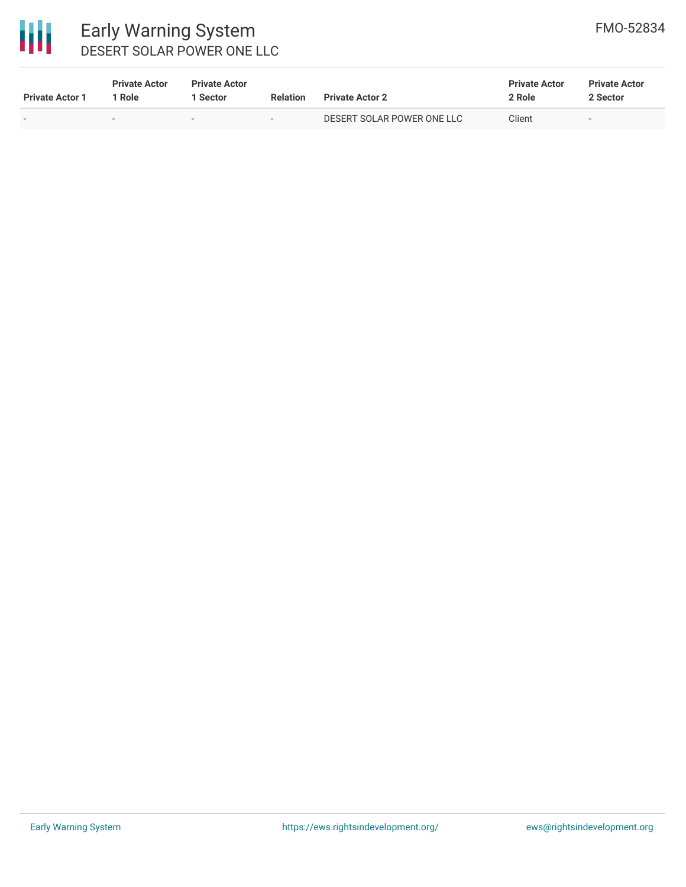| Private Actor 1 | Private Actor 1 Role | Private Actor 1 Sector | Relation | Private Actor 2 | Private Actor 2 Role | Private Actor 2 Sector |
|---|---|---|---|---|---|---|
| - | - | - | - | DESERT SOLAR POWER ONE LLC | Client | - |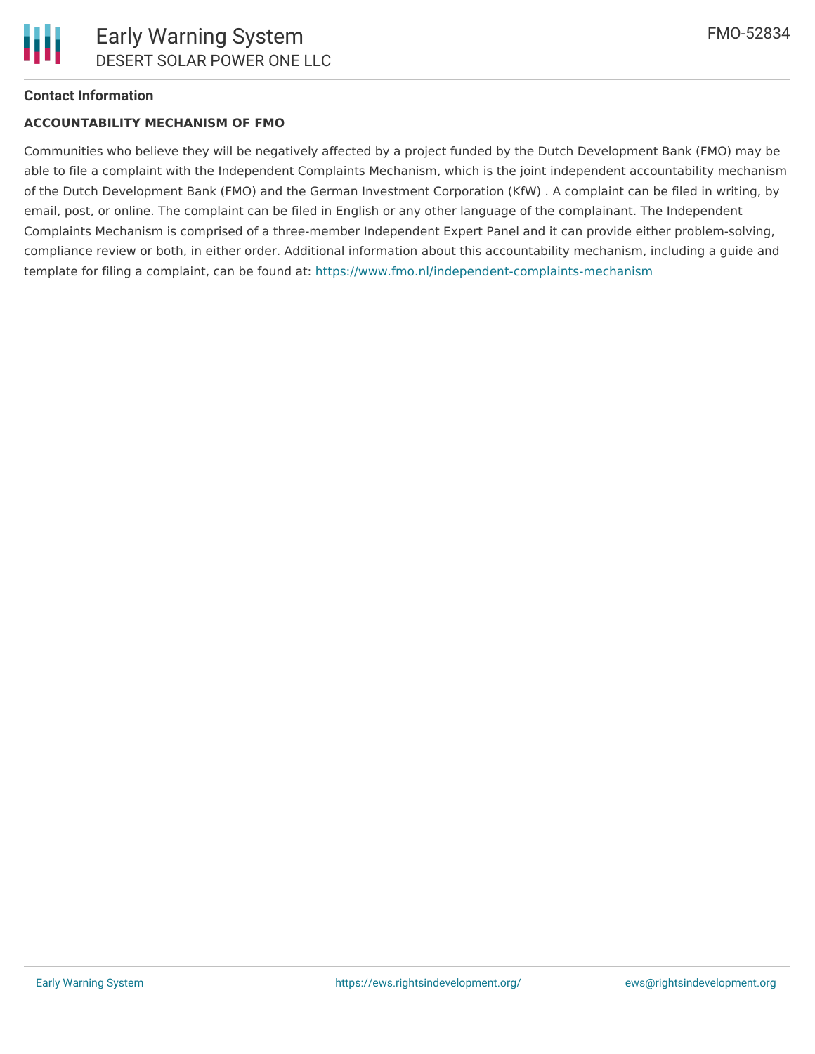**Contact Information**

**ACCOUNTABILITY MECHANISM OF FMO**

Communities who believe they will be negatively affected by a project funded by the Dutch Development Bank (FMO) may be able to file a complaint with the Independent Complaints Mechanism, which is the joint independent accountability mechanism of the Dutch Development Bank (FMO) and the German Investment Corporation (KfW) . A complaint can be filed in writing, by email, post, or online. The complaint can be filed in English or any other language of the complainant. The Independent Complaints Mechanism is comprised of a three-member Independent Expert Panel and it can provide either problem-solving, compliance review or both, in either order. Additional information about this accountability mechanism, including a guide and template for filing a complaint, can be found at: https://www.fmo.nl/independent-complaints-mechanism